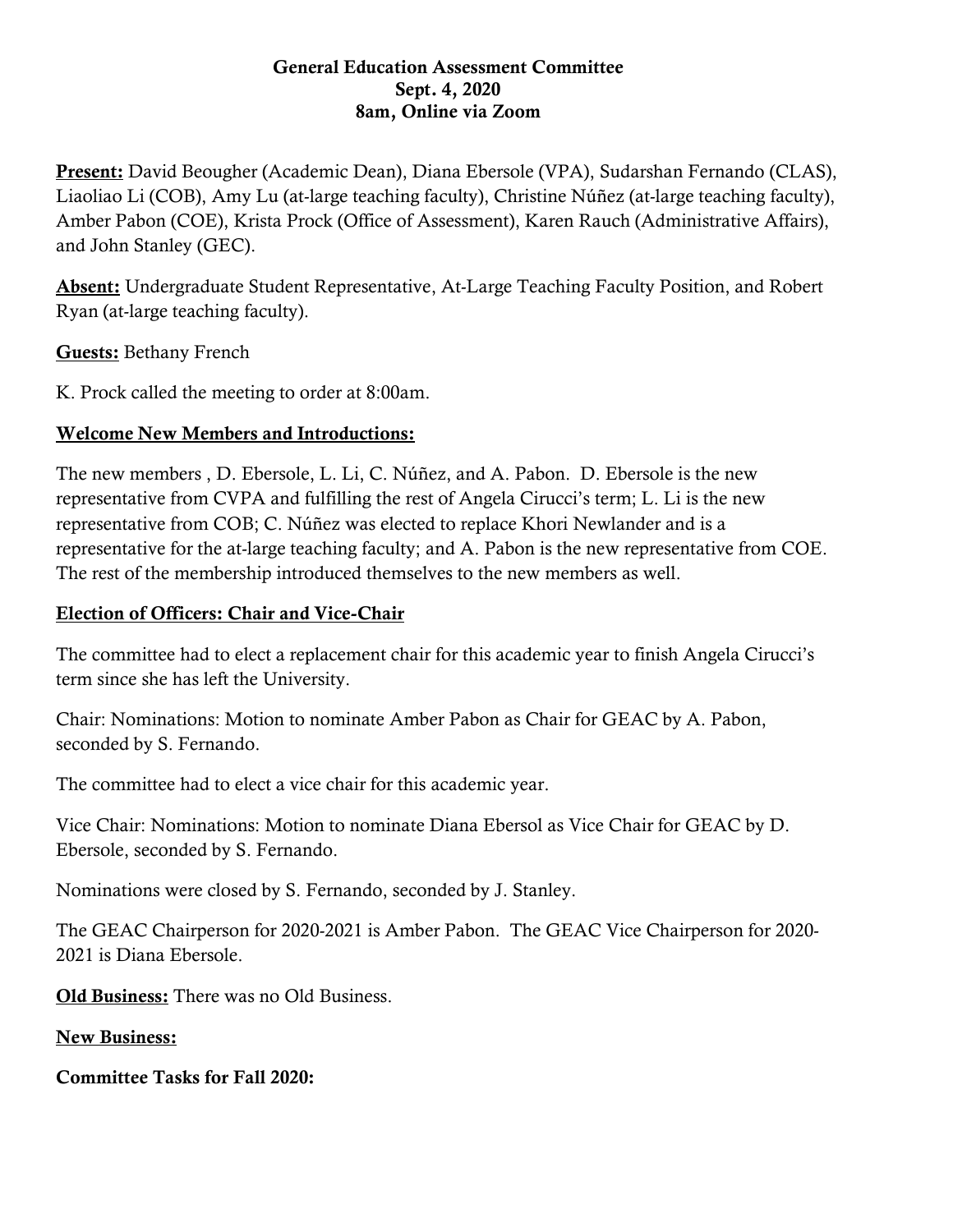**General Education Assessment Committee**
**Sept. 4, 2020**
**8am, Online via Zoom**

**Present:** David Beougher (Academic Dean), Diana Ebersole (VPA), Sudarshan Fernando (CLAS), Liaoliao Li (COB), Amy Lu (at-large teaching faculty), Christine Núñez (at-large teaching faculty), Amber Pabon (COE), Krista Prock (Office of Assessment), Karen Rauch (Administrative Affairs), and John Stanley (GEC).

**Absent:** Undergraduate Student Representative, At-Large Teaching Faculty Position, and Robert Ryan (at-large teaching faculty).

**Guests:** Bethany French

K. Prock called the meeting to order at 8:00am.

**Welcome New Members and Introductions:**

The new members , D. Ebersole, L. Li, C. Núñez, and A. Pabon. D. Ebersole is the new representative from CVPA and fulfilling the rest of Angela Cirucci's term; L. Li is the new representative from COB; C. Núñez was elected to replace Khori Newlander and is a representative for the at-large teaching faculty; and A. Pabon is the new representative from COE. The rest of the membership introduced themselves to the new members as well.

**Election of Officers: Chair and Vice-Chair**

The committee had to elect a replacement chair for this academic year to finish Angela Cirucci's term since she has left the University.

Chair: Nominations: Motion to nominate Amber Pabon as Chair for GEAC by A. Pabon, seconded by S. Fernando.

The committee had to elect a vice chair for this academic year.

Vice Chair: Nominations: Motion to nominate Diana Ebersol as Vice Chair for GEAC by D. Ebersole, seconded by S. Fernando.

Nominations were closed by S. Fernando, seconded by J. Stanley.

The GEAC Chairperson for 2020-2021 is Amber Pabon. The GEAC Vice Chairperson for 2020-2021 is Diana Ebersole.

**Old Business:** There was no Old Business.

**New Business:**

**Committee Tasks for Fall 2020:**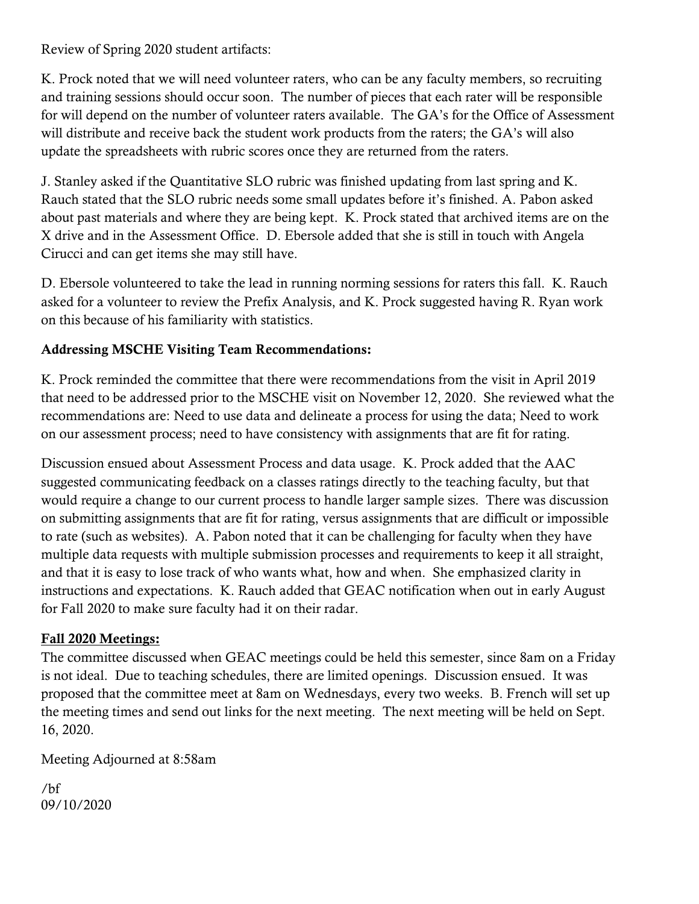Review of Spring 2020 student artifacts:

K. Prock noted that we will need volunteer raters, who can be any faculty members, so recruiting and training sessions should occur soon. The number of pieces that each rater will be responsible for will depend on the number of volunteer raters available. The GA's for the Office of Assessment will distribute and receive back the student work products from the raters; the GA's will also update the spreadsheets with rubric scores once they are returned from the raters.

J. Stanley asked if the Quantitative SLO rubric was finished updating from last spring and K. Rauch stated that the SLO rubric needs some small updates before it's finished. A. Pabon asked about past materials and where they are being kept. K. Prock stated that archived items are on the X drive and in the Assessment Office. D. Ebersole added that she is still in touch with Angela Cirucci and can get items she may still have.

D. Ebersole volunteered to take the lead in running norming sessions for raters this fall. K. Rauch asked for a volunteer to review the Prefix Analysis, and K. Prock suggested having R. Ryan work on this because of his familiarity with statistics.

**Addressing MSCHE Visiting Team Recommendations:**

K. Prock reminded the committee that there were recommendations from the visit in April 2019 that need to be addressed prior to the MSCHE visit on November 12, 2020. She reviewed what the recommendations are: Need to use data and delineate a process for using the data; Need to work on our assessment process; need to have consistency with assignments that are fit for rating.

Discussion ensued about Assessment Process and data usage. K. Prock added that the AAC suggested communicating feedback on a classes ratings directly to the teaching faculty, but that would require a change to our current process to handle larger sample sizes. There was discussion on submitting assignments that are fit for rating, versus assignments that are difficult or impossible to rate (such as websites). A. Pabon noted that it can be challenging for faculty when they have multiple data requests with multiple submission processes and requirements to keep it all straight, and that it is easy to lose track of who wants what, how and when. She emphasized clarity in instructions and expectations. K. Rauch added that GEAC notification when out in early August for Fall 2020 to make sure faculty had it on their radar.

**Fall 2020 Meetings:**

The committee discussed when GEAC meetings could be held this semester, since 8am on a Friday is not ideal. Due to teaching schedules, there are limited openings. Discussion ensued. It was proposed that the committee meet at 8am on Wednesdays, every two weeks. B. French will set up the meeting times and send out links for the next meeting. The next meeting will be held on Sept. 16, 2020.

Meeting Adjourned at 8:58am

/bf
09/10/2020